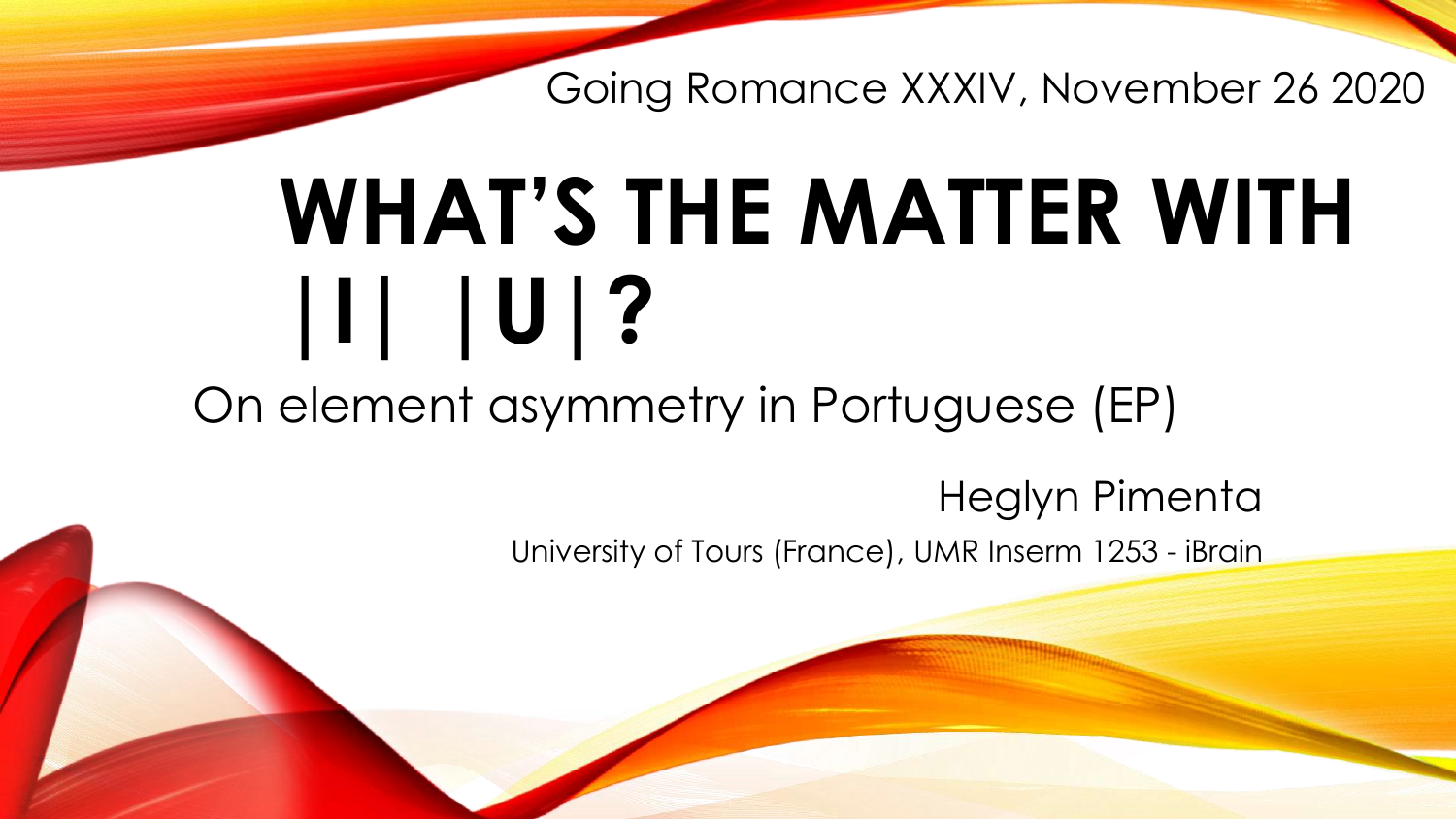Going Romance XXXIV, November 26 2020

# WHAT'S THE MATTER WITH |I| |U|?

On element asymmetry in Portuguese (EP)

Heglyn Pimenta

University of Tours (France), UMR Inserm 1253 - iBrain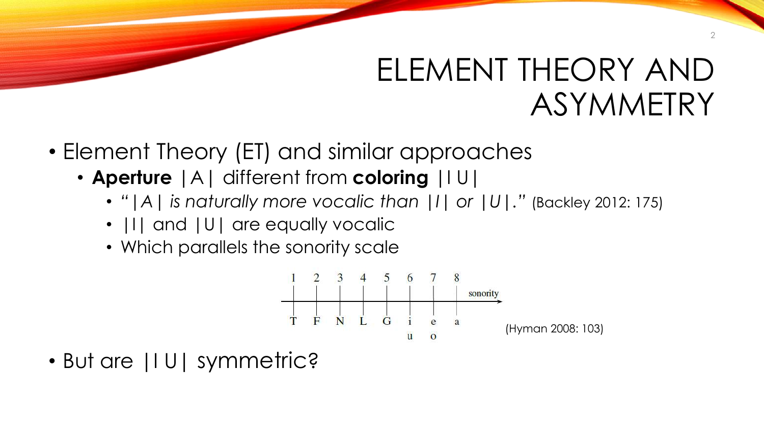# ELEMENT THEORY AND ASYMMETRY

- Element Theory (ET) and similar approaches
  - **Aperture** |A| different from **coloring** |I U|
    - *"|A| is naturally more vocalic than |I| or |U|."* (Backley 2012: 175)
    - |I| and |U| are equally vocalic
    - Which parallels the sonority scale

| 1 | 2 | 3 | 4 | 5 | 6 | 7 | 8 | sonority → |
|---|---|---|---|---|---|---|---|---|
| T | F | N | L | G | i | e | a | |
| | | | | | u | o | | |

(Hyman 2008: 103)

- But are |I U| symmetric?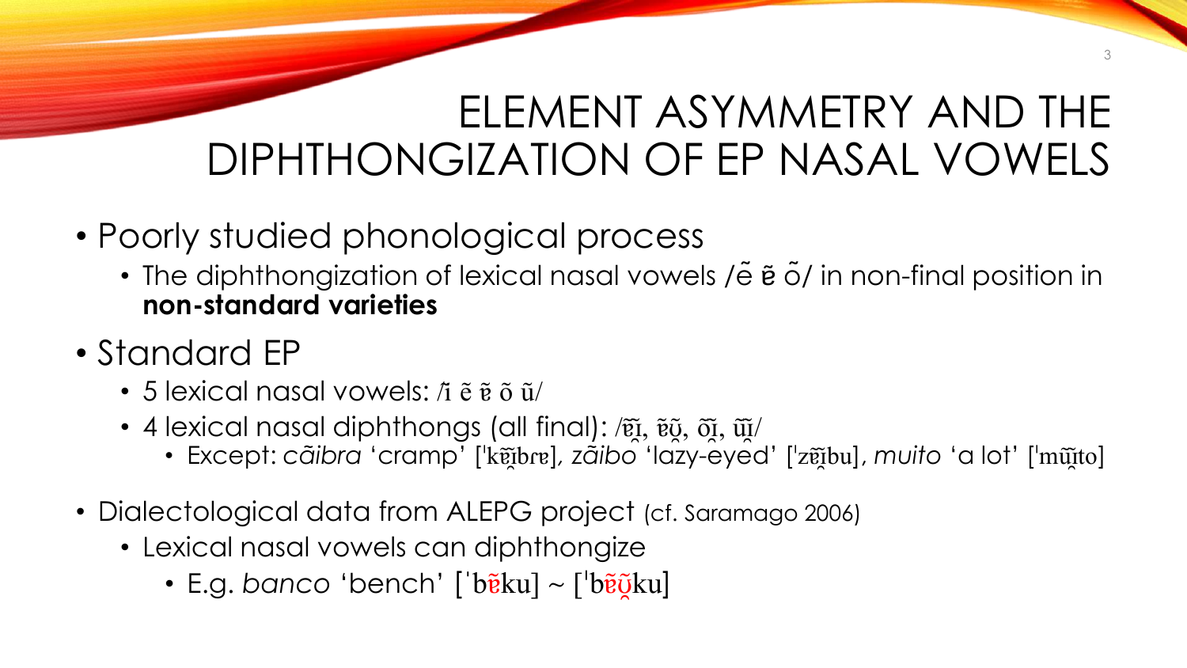# ELEMENT ASYMMETRY AND THE DIPHTHONGIZATION OF EP NASAL VOWELS

- Poorly studied phonological process
  - The diphthongization of lexical nasal vowels /ẽ ɐ̃ õ/ in non-final position in **non-standard varieties**
- Standard EP
  - 5 lexical nasal vowels: /ĩ ẽ ɐ̃ õ ũ/
  - 4 lexical nasal diphthongs (all final): /ɐ̃ɪ̯̃, ɐ̃ʊ̯̃, õɪ̯̃, ũɪ̯̃/
    - Except: *cãibra* 'cramp' [ˈkɐ̃ɪ̯̃brɐ], *zãibo* 'lazy-eyed' [ˈzɐ̃ɪ̯̃bu], *muito* 'a lot' [ˈmũɪ̯̃to]
- Dialectological data from ALEPG project (cf. Saramago 2006)
  - Lexical nasal vowels can diphthongize
    - E.g. *banco* 'bench' [ˈbɐ̃ku] ~ [ˈbɐ̃ʊ̯̃ku]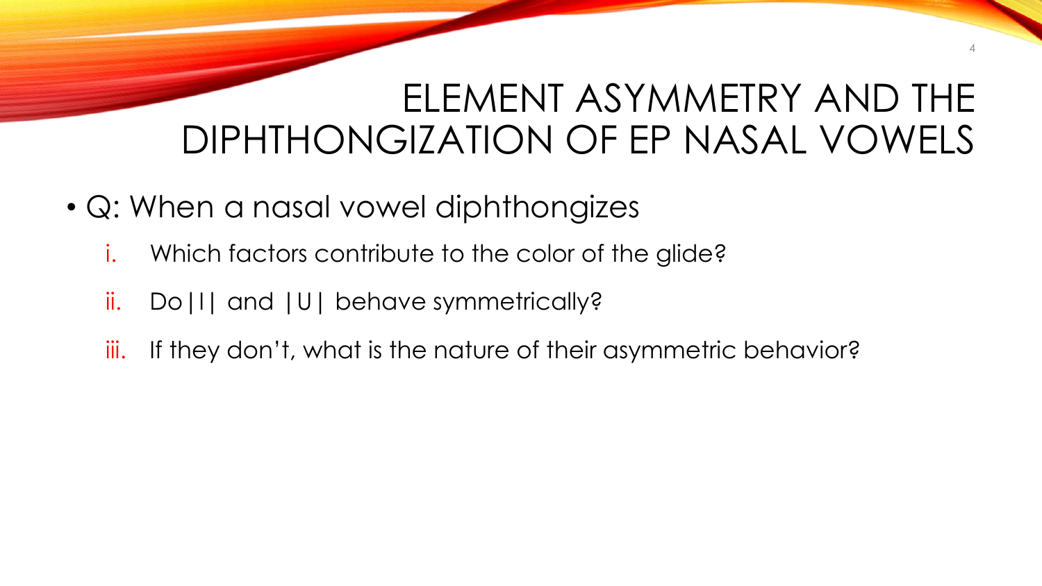# ELEMENT ASYMMETRY AND THE DIPHTHONGIZATION OF EP NASAL VOWELS

- Q: When a nasal vowel diphthongizes
  1. Which factors contribute to the color of the glide?
  2. Do |I| and |U| behave symmetrically?
  3. If they don't, what is the nature of their asymmetric behavior?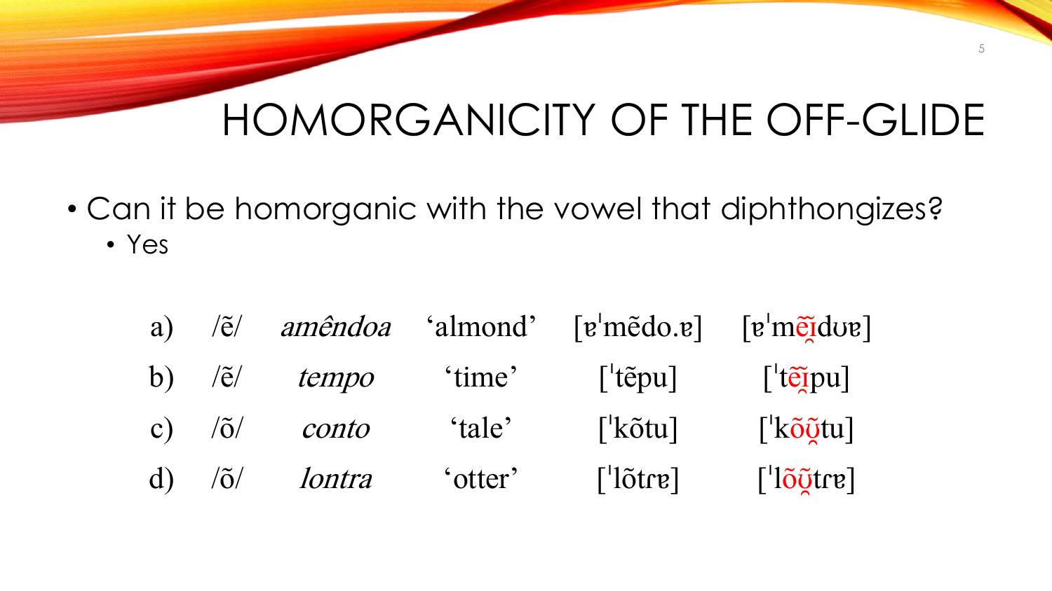# HOMORGANICITY OF THE OFF-GLIDE

- Can it be homorganic with the vowel that diphthongizes?
  - Yes

| | | | | | |
|---|---|---|---|---|---|
| a) | /ẽ/ | *amêndoa* | ‘almond’ | [ɐˈmẽdo.ɐ] | [ɐˈmẽɪ̯̃dʊɐ] |
| b) | /ẽ/ | *tempo* | ‘time’ | [ˈtẽpu] | [ˈtẽɪ̯̃pu] |
| c) | /õ/ | *conto* | ‘tale’ | [ˈkõtu] | [ˈkõʊ̯̃tu] |
| d) | /õ/ | *lontra* | ‘otter’ | [ˈlõtrɐ] | [ˈlõʊ̯̃trɐ] |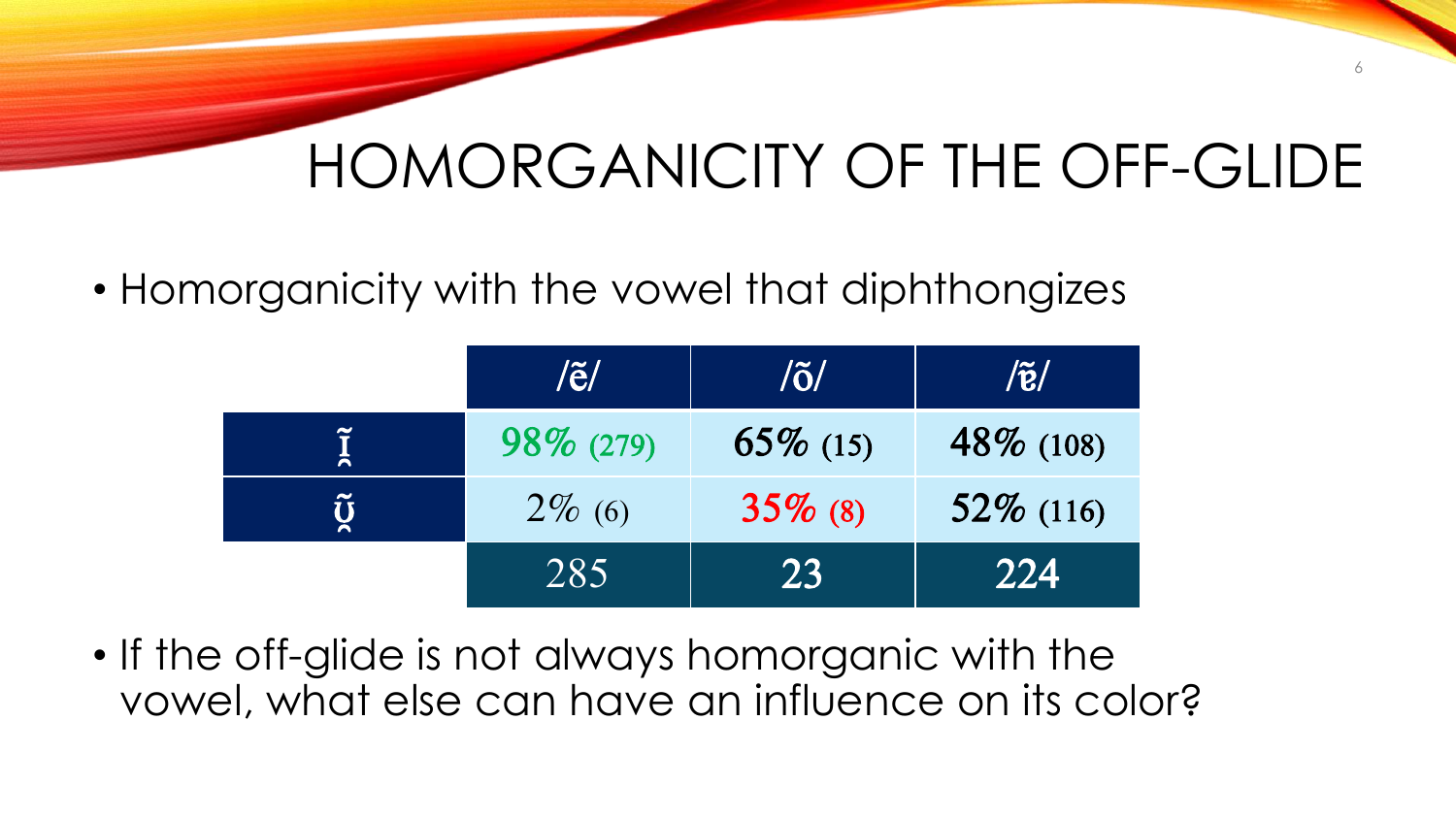# HOMORGANICITY OF THE OFF-GLIDE

- Homorganicity with the vowel that diphthongizes

| | /ẽ/ | /õ/ | /ɐ̃/ |
|---|---|---|---|
| ɪ̯̃ | 98% (279) | 65% (15) | 48% (108) |
| ʊ̯̃ | 2% (6) | 35% (8) | 52% (116) |
| | 285 | 23 | 224 |

- If the off-glide is not always homorganic with the vowel, what else can have an influence on its color?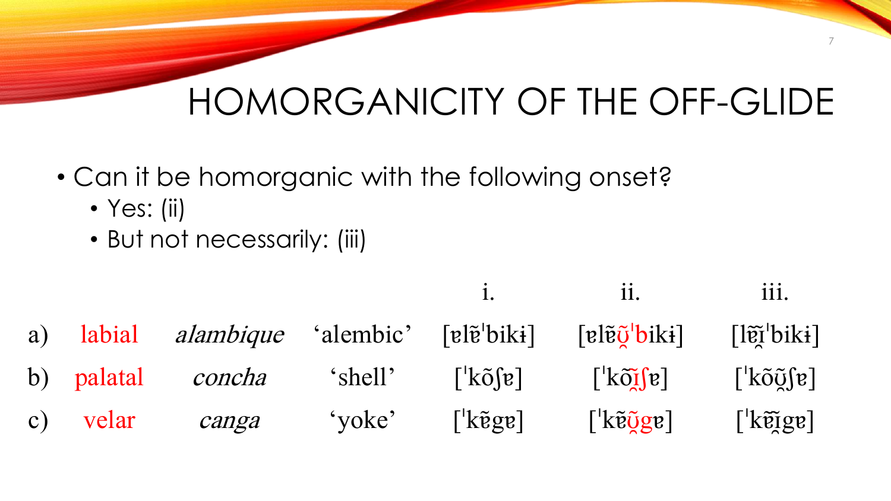# HOMORGANICITY OF THE OFF-GLIDE

- Can it be homorganic with the following onset?
  - Yes: (ii)
  - But not necessarily: (iii)

| | | | | i. | ii. | iii. |
|---|---|---|---|---|---|---|
| a) | labial | *alambique* | 'alembic' | [ɐlẽˈbikɨ] | [ɐlẽʊ̯̃ˈbikɨ] | [lẽɪ̯̃ˈbikɨ] |
| b) | palatal | *concha* | 'shell' | [ˈkõʃɐ] | [ˈkõɪ̯̃ʃɐ] | [ˈkõʊ̯̃ʃɐ] |
| c) | velar | *canga* | 'yoke' | [ˈkɐ̃gɐ] | [ˈkɐ̃ʊ̯̃gɐ] | [ˈkɐ̃ɪ̯̃gɐ] |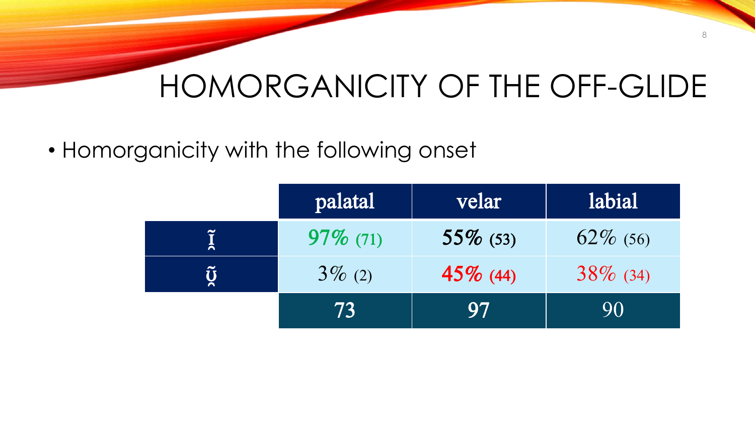# HOMORGANICITY OF THE OFF-GLIDE

- Homorganicity with the following onset

| | palatal | velar | labial |
|---|---|---|---|
| ɪ̯̃ | 97% (71) | 55% (53) | 62% (56) |
| ʊ̯̃ | 3% (2) | 45% (44) | 38% (34) |
| | 73 | 97 | 90 |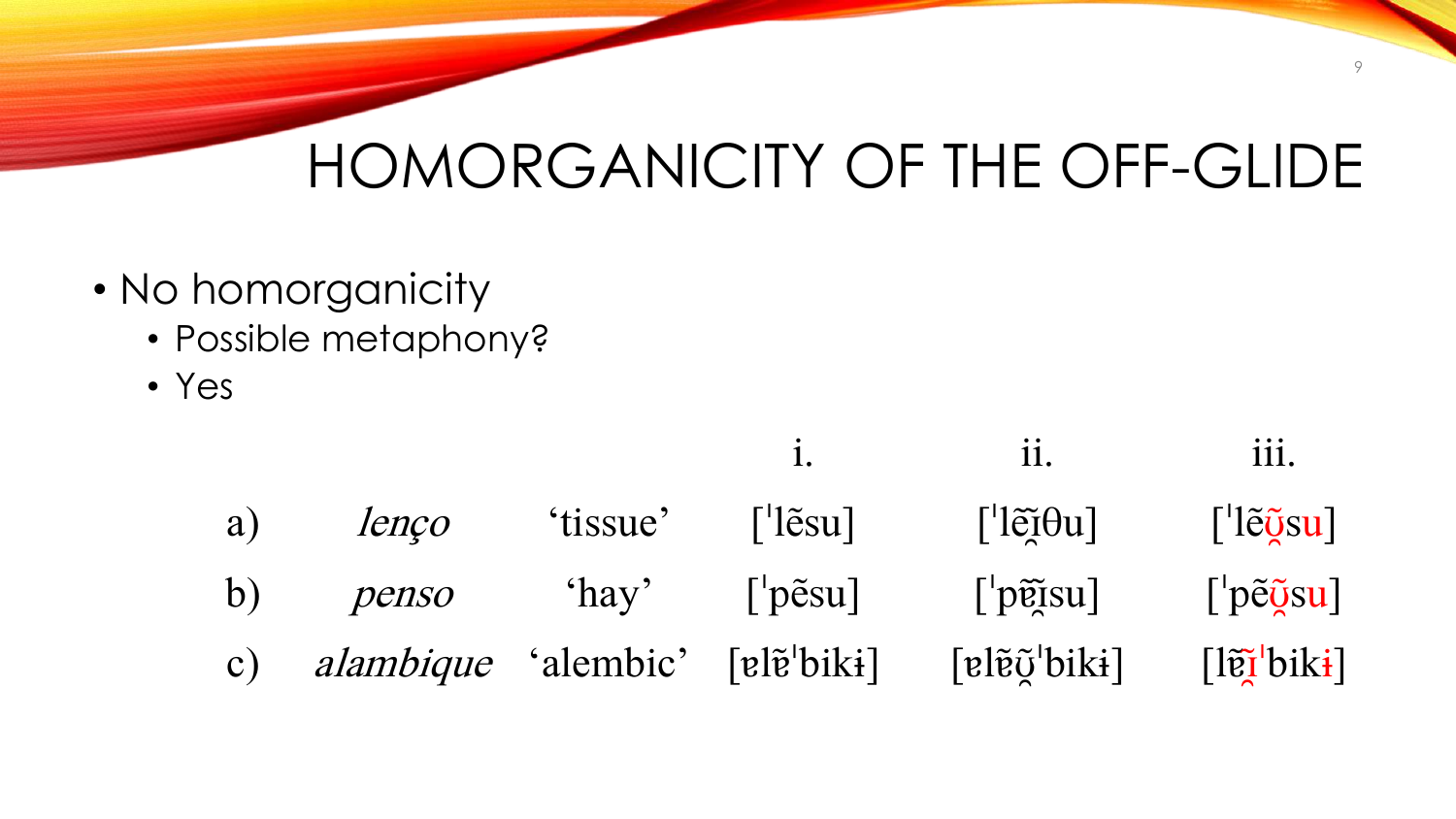# HOMORGANICITY OF THE OFF-GLIDE

- No homorganicity
  - Possible metaphony?
  - Yes

| | | | i. | ii. | iii. |
|---|---|---|---|---|---|
| a) | *lenço* | ‘tissue’ | [ˈlẽsu] | [ˈlẽɪ̯̃θu] | [ˈlẽʊ̯̃su] |
| b) | *penso* | ‘hay’ | [ˈpẽsu] | [ˈpẽɪ̯̃su] | [ˈpẽʊ̯̃su] |
| c) | *alambique* | ‘alembic’ | [ɐlɐ̃ˈbikɨ] | [ɐlɐ̃ʊ̯̃ˈbikɨ] | [lɐ̃ɪ̯̃ˈbikɨ] |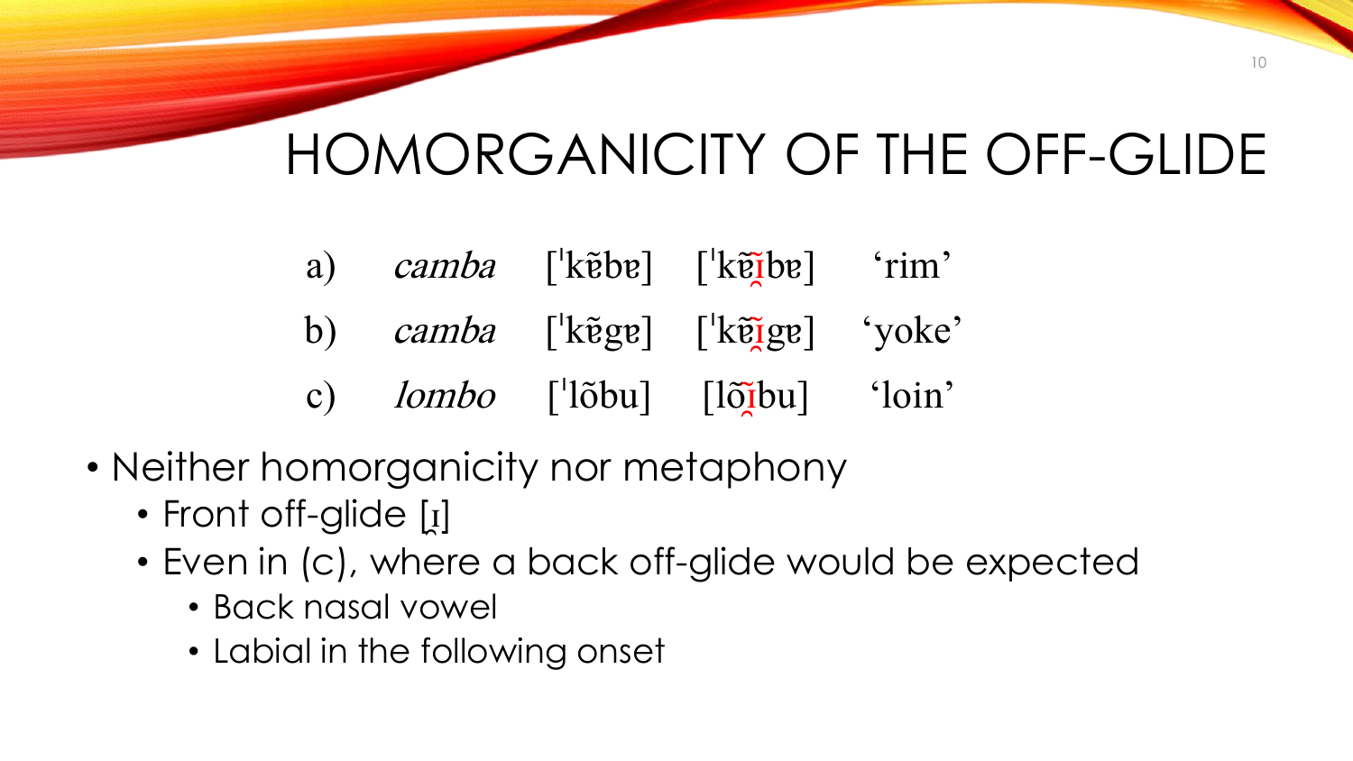# HOMORGANICITY OF THE OFF-GLIDE

a) *camba* [ˈkɐ̃bɐ] [ˈkɐ̃ɪ̯̃bɐ] 'rim'

b) *camba* [ˈkɐ̃gɐ] [ˈkɐ̃ɪ̯̃gɐ] 'yoke'

c) *lombo* [ˈlõbu] [lõɪ̯̃bu] 'loin'

- Neither homorganicity nor metaphony
  - Front off-glide [ɪ̯]
  - Even in (c), where a back off-glide would be expected
    - Back nasal vowel
    - Labial in the following onset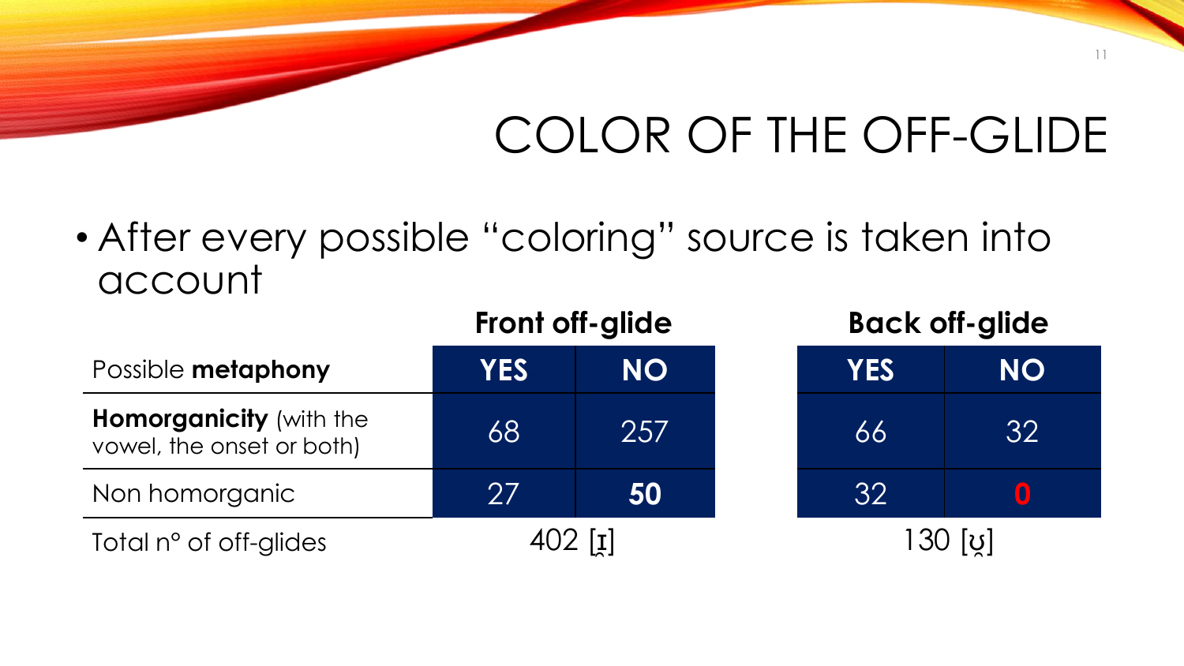# COLOR OF THE OFF-GLIDE

- After every possible "coloring" source is taken into account

| | Front off-glide | | Back off-glide | |
|---|---|---|---|---|
| Possible **metaphony** | **YES** | **NO** | **YES** | **NO** |
| **Homorganicity** (with the vowel, the onset or both) | 68 | 257 | 66 | 32 |
| Non homorganic | 27 | **50** | 32 | **0** |
| Total n° of off-glides | 402 [ɪ̯] | | 130 [ʊ̯] | |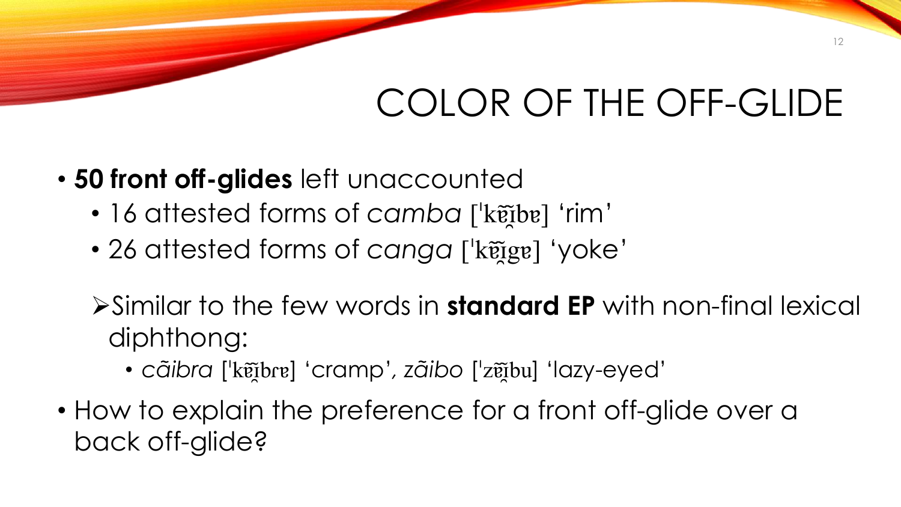# COLOR OF THE OFF-GLIDE

- **50 front off-glides** left unaccounted
  - 16 attested forms of *camba* [ˈkɐ̃ɪ̯̃bɐ] ‘rim’
  - 26 attested forms of *canga* [ˈkɐ̃ɪ̯̃gɐ] ‘yoke’

  ➢ Similar to the few words in **standard EP** with non-final lexical diphthong:
    - *cãibra* [ˈkɐ̃ɪ̯̃bɾɐ] ‘cramp’, *zãibo* [ˈzɐ̃ɪ̯̃bu] ‘lazy-eyed’

- How to explain the preference for a front off-glide over a back off-glide?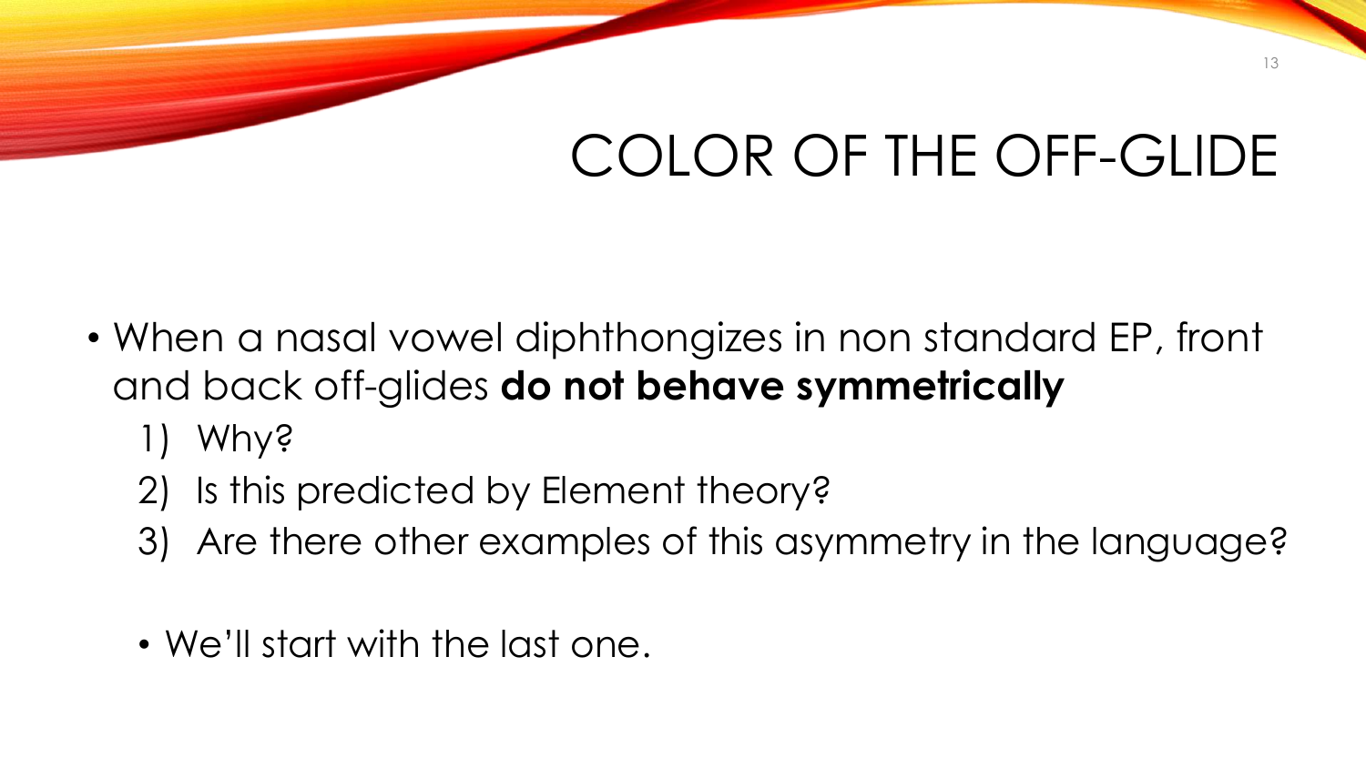# COLOR OF THE OFF-GLIDE

- When a nasal vowel diphthongizes in non standard EP, front and back off-glides **do not behave symmetrically**
  1) Why?
  2) Is this predicted by Element theory?
  3) Are there other examples of this asymmetry in the language?

  - We'll start with the last one.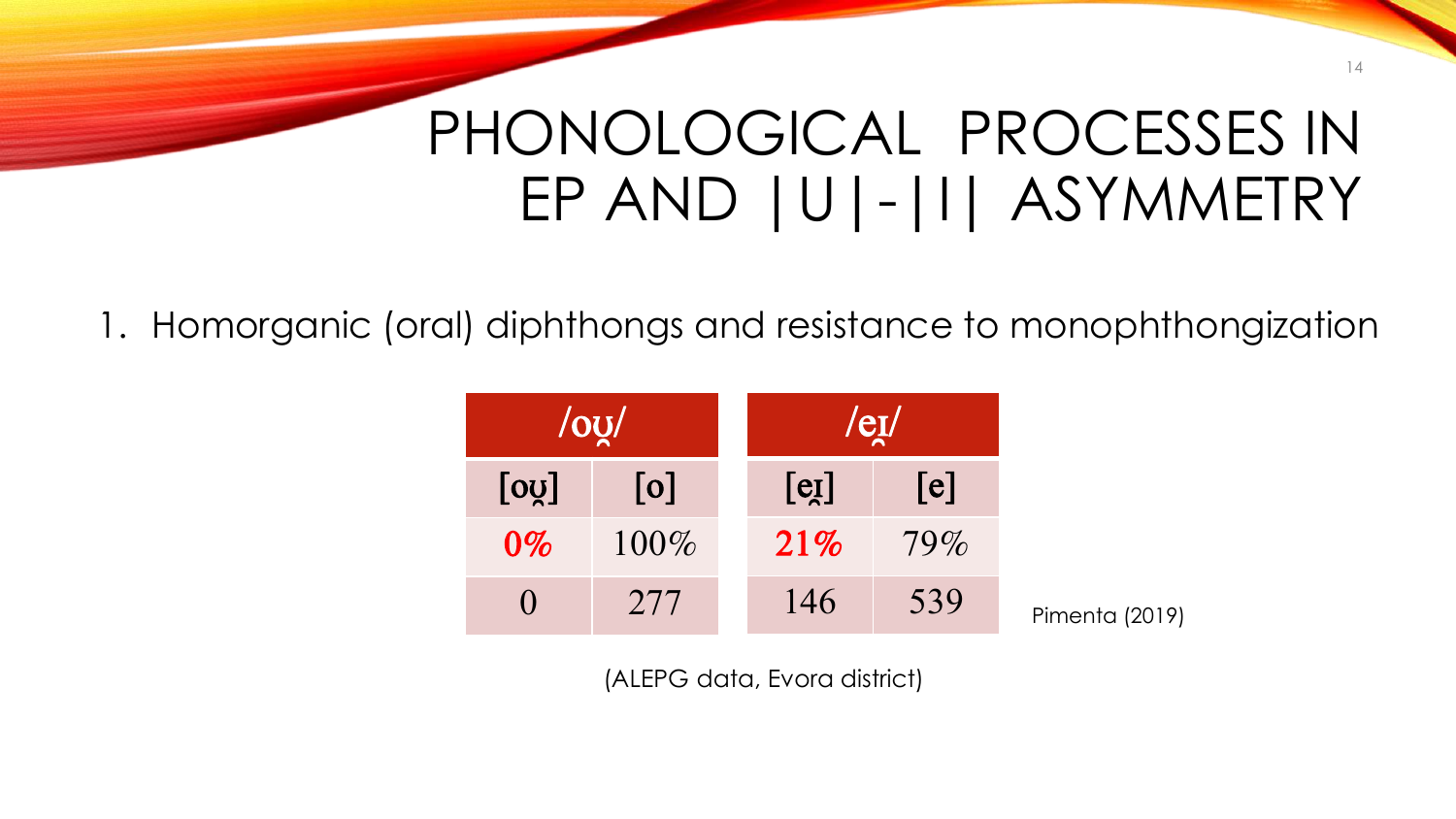# PHONOLOGICAL PROCESSES IN EP AND |U|-|I| ASYMMETRY

1. Homorganic (oral) diphthongs and resistance to monophthongization

| /oʊ̯/ | | /eɪ̯/ | |
|---|---|---|---|
| [oʊ̯] | [o] | [eɪ̯] | [e] |
| **0%** | 100% | **21%** | 79% |
| 0 | 277 | 146 | 539 |

Pimenta (2019)

(ALEPG data, Evora district)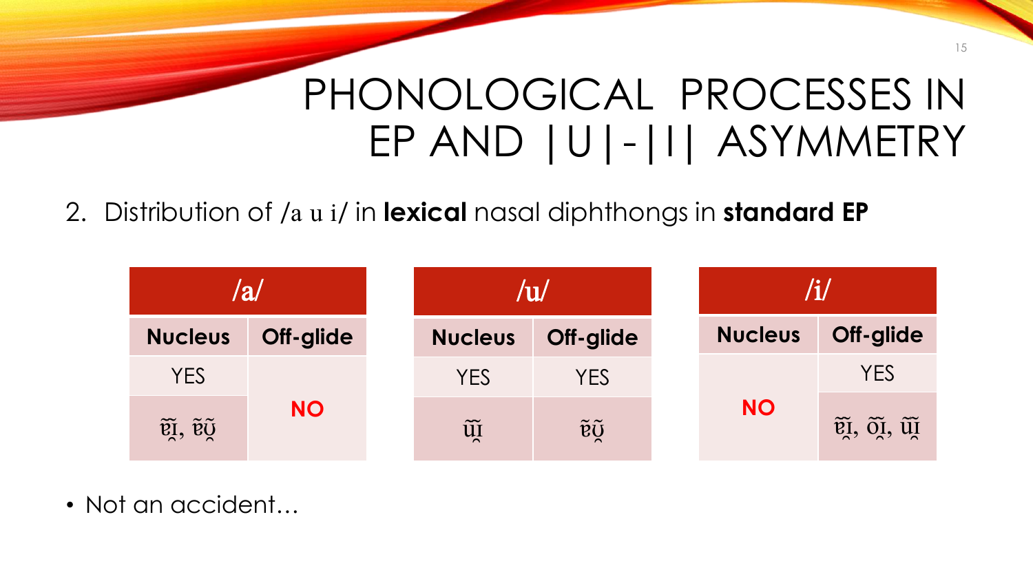# PHONOLOGICAL PROCESSES IN EP AND |U|-|I| ASYMMETRY

2. Distribution of /a u i/ in **lexical** nasal diphthongs in **standard EP**

| /a/ | |
|---|---|
| **Nucleus** | **Off-glide** |
| YES | **NO** |
| ɐ̃ɪ̯̃, ɐ̃ʊ̯̃ | |

| /u/ | |
|---|---|
| **Nucleus** | **Off-glide** |
| YES | YES |
| ũɪ̯̃ | ɐ̃ʊ̯̃ |

| /i/ | |
|---|---|
| **Nucleus** | **Off-glide** |
| **NO** | YES |
| | ɐ̃ɪ̯̃, õɪ̯̃, ũɪ̯̃ |

- Not an accident…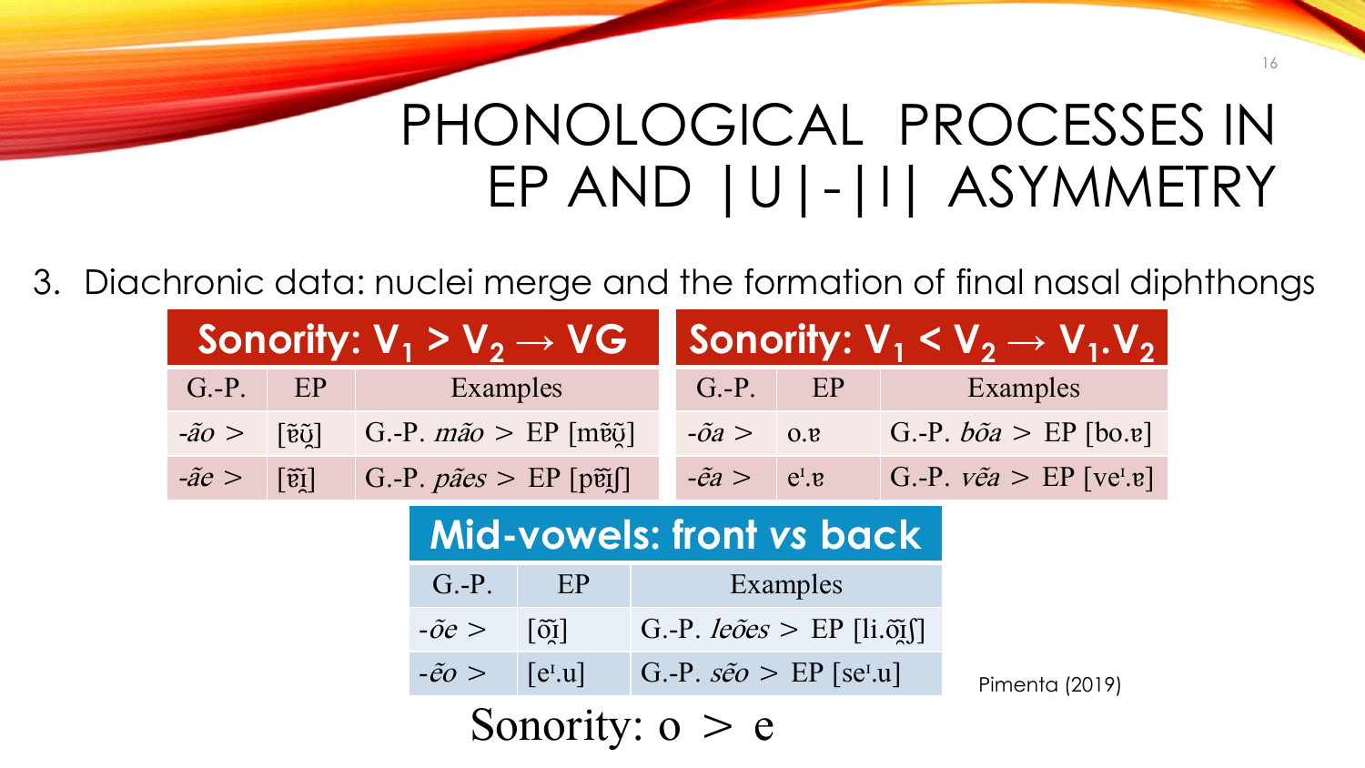# PHONOLOGICAL PROCESSES IN EP AND |U|-|I| ASYMMETRY

3. Diachronic data: nuclei merge and the formation of final nasal diphthongs

| Sonority: $V_1 > V_2 \rightarrow$ VG | | |
|---|---|---|
| G.-P. | EP | Examples |
| *-ão >* | [ɐ̃ʊ̯̃] | G.-P. *mão* > EP [mɐ̃ʊ̯̃] |
| *-ãe >* | [ɐ̃ɪ̯̃] | G.-P. *pães* > EP [pɐ̃ɪ̯̃ʃ] |

| Sonority: $V_1 < V_2 \rightarrow V_1.V_2$ | | |
|---|---|---|
| G.-P. | EP | Examples |
| *-õa >* | o.ɐ | G.-P. *bõa* > EP [bo.ɐ] |
| *-ẽa >* | eˈ.ɐ | G.-P. *vẽa* > EP [veˈ.ɐ] |

| Mid-vowels: front *vs* back | | |
|---|---|---|
| G.-P. | EP | Examples |
| *-õe >* | [õɪ̯̃] | G.-P. *leões* > EP [li.õɪ̯̃ʃ] |
| *-ẽo >* | [eˈ.u] | G.-P. *sẽo* > EP [seˈ.u] |

Sonority: o > e

Pimenta (2019)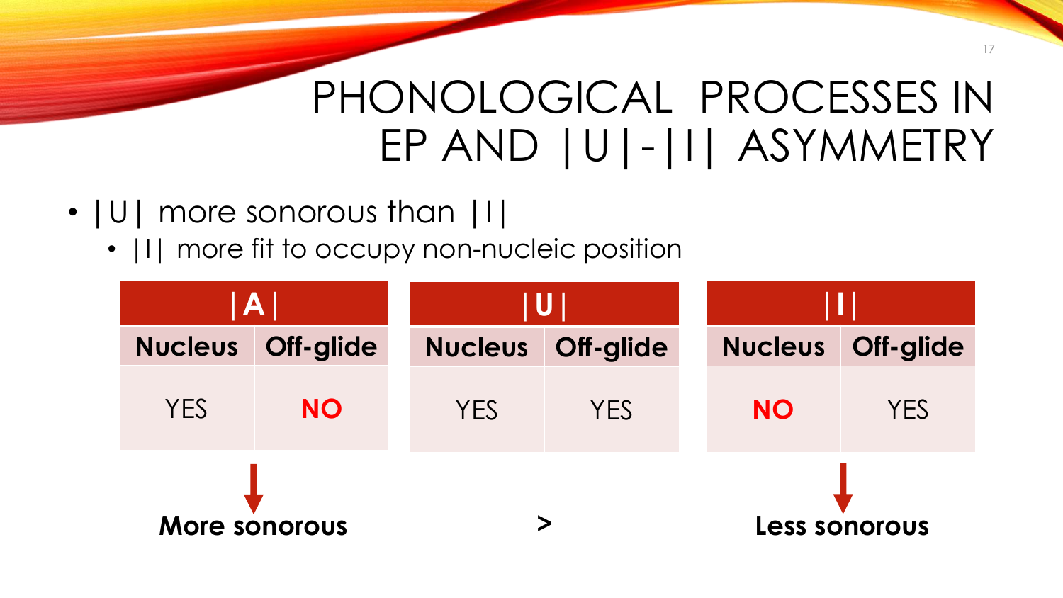# PHONOLOGICAL PROCESSES IN EP AND |U|-|I| ASYMMETRY

- |U| more sonorous than |I|
  - |I| more fit to occupy non-nucleic position

| \|A\| | | \|U\| | | \|I\| | |
|---|---|---|---|---|---|
| **Nucleus** | **Off-glide** | **Nucleus** | **Off-glide** | **Nucleus** | **Off-glide** |
| YES | **NO** | YES | YES | **NO** | YES |

**More sonorous** **>** **Less sonorous**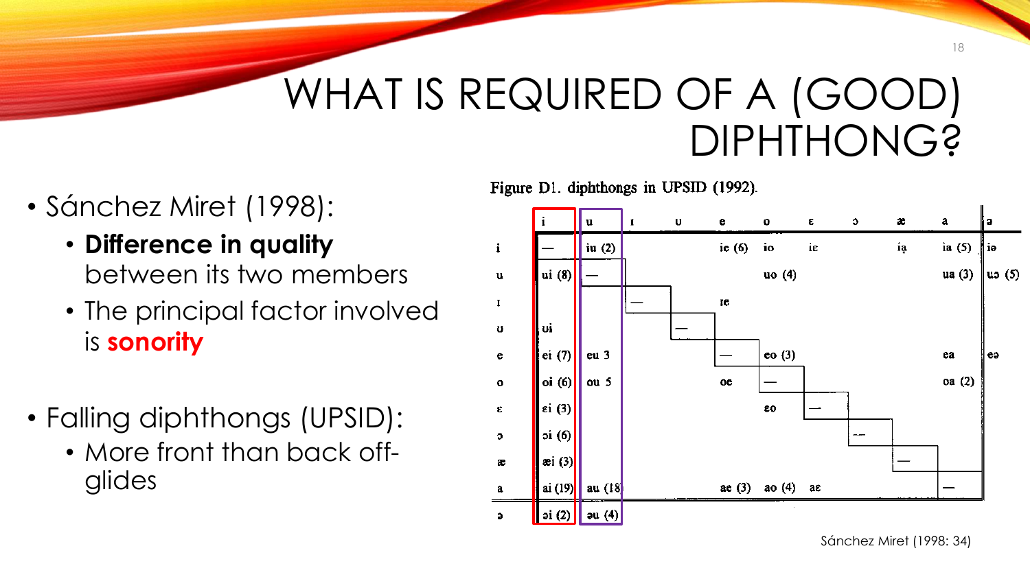# WHAT IS REQUIRED OF A (GOOD) DIPHTHONG?

- Sánchez Miret (1998):
  - **Difference in quality** between its two members
  - The principal factor involved is **sonority**
- Falling diphthongs (UPSID):
  - More front than back off-glides

Figure D1. diphthongs in UPSID (1992).

| | i | u | ɪ | ʊ | e | o | ɛ | ɔ | æ | a | ə |
|---|---|---|---|---|---|---|---|---|---|---|---|
| i | — | iu (2) | | | ie (6) | io | iɛ | | ia̯ | ia (5) | iə |
| u | ui (8) | — | | | | uo (4) | | | | ua (3) | uə (5) |
| ɪ | | | — | | ɪe | | | | | | |
| ʊ | ui | | | — | | | | | | | |
| e | ei (7) | eu 3 | | | — | eo (3) | | | | ea | eə |
| o | oi (6) | ou 5 | | | oe | — | | | | oa (2) | |
| ɛ | ɛi (3) | | | | | ɛo | — | | | | |
| ɔ | ɔi (6) | | | | | | | — | | | |
| æ | æi (3) | | | | | | | | — | | |
| a | ai (19) | au (18 | | | ae (3) | ao (4) | aɛ | | | — | |
| ə | əi (2) | əu (4) | | | | | | | | | |

Sánchez Miret (1998: 34)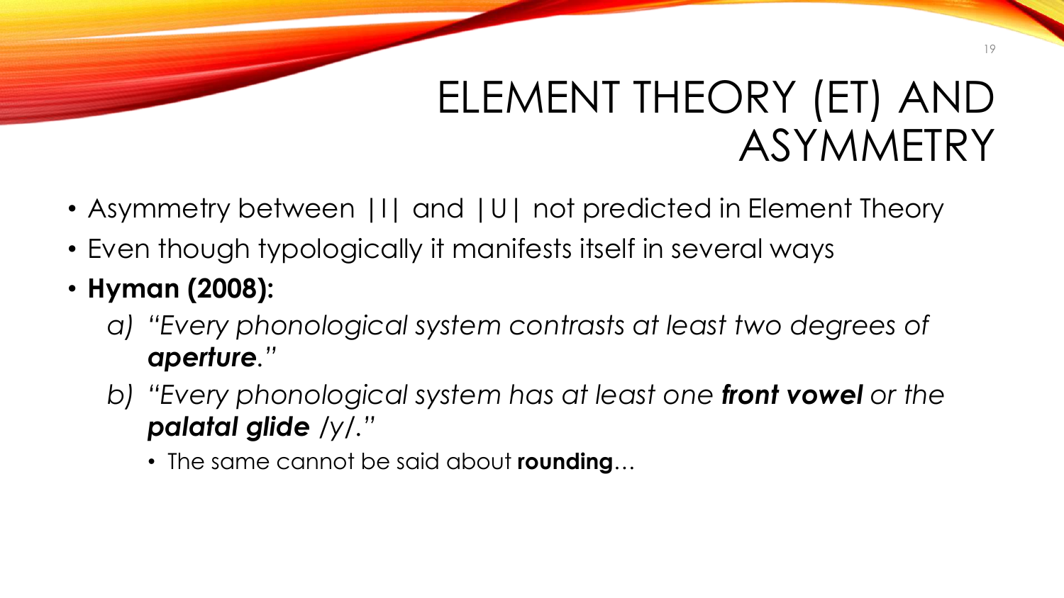# ELEMENT THEORY (ET) AND ASYMMETRY

- Asymmetry between |I| and |U| not predicted in Element Theory
- Even though typologically it manifests itself in several ways
- **Hyman (2008):**
  a) *"Every phonological system contrasts at least two degrees of **aperture**."*
  b) *"Every phonological system has at least one **front vowel** or the **palatal glide** /y/."*
    - The same cannot be said about **rounding**…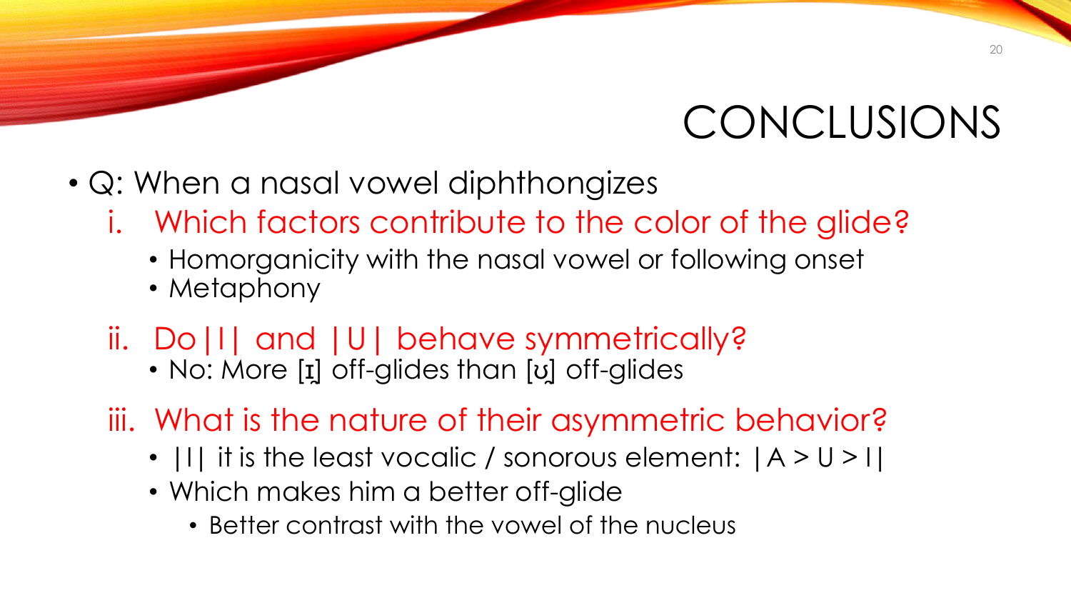# CONCLUSIONS

- Q: When a nasal vowel diphthongizes
  i. Which factors contribute to the color of the glide?
     - Homorganicity with the nasal vowel or following onset
     - Metaphony
  ii. Do |I| and |U| behave symmetrically?
     - No: More [ɪ̯] off-glides than [ʊ̯] off-glides
  iii. What is the nature of their asymmetric behavior?
     - |I| it is the least vocalic / sonorous element: |A > U > I|
     - Which makes him a better off-glide
       - Better contrast with the vowel of the nucleus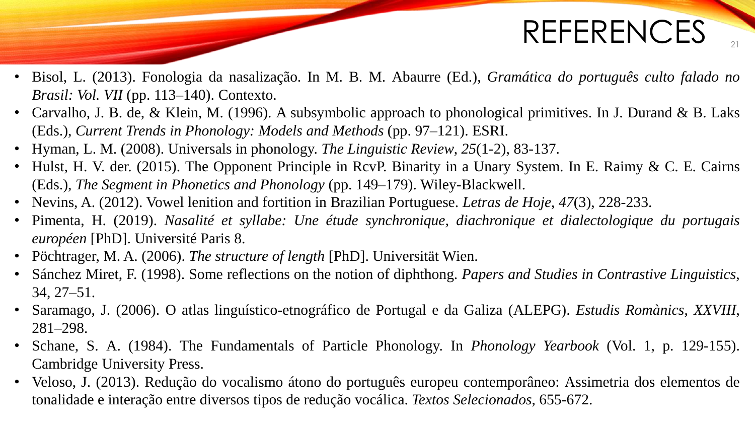# REFERENCES

- Bisol, L. (2013). Fonologia da nasalização. In M. B. M. Abaurre (Ed.), *Gramática do português culto falado no Brasil: Vol. VII* (pp. 113–140). Contexto.
- Carvalho, J. B. de, & Klein, M. (1996). A subsymbolic approach to phonological primitives. In J. Durand & B. Laks (Eds.), *Current Trends in Phonology: Models and Methods* (pp. 97–121). ESRI.
- Hyman, L. M. (2008). Universals in phonology. *The Linguistic Review*, *25*(1-2), 83-137.
- Hulst, H. V. der. (2015). The Opponent Principle in RcvP. Binarity in a Unary System. In E. Raimy & C. E. Cairns (Eds.), *The Segment in Phonetics and Phonology* (pp. 149–179). Wiley-Blackwell.
- Nevins, A. (2012). Vowel lenition and fortition in Brazilian Portuguese. *Letras de Hoje*, *47*(3), 228-233.
- Pimenta, H. (2019). *Nasalité et syllabe: Une étude synchronique, diachronique et dialectologique du portugais européen* [PhD]. Université Paris 8.
- Pöchtrager, M. A. (2006). *The structure of length* [PhD]. Universität Wien.
- Sánchez Miret, F. (1998). Some reflections on the notion of diphthong. *Papers and Studies in Contrastive Linguistics*, 34, 27–51.
- Saramago, J. (2006). O atlas linguístico-etnográfico de Portugal e da Galiza (ALEPG). *Estudis Romànics*, *XXVIII*, 281–298.
- Schane, S. A. (1984). The Fundamentals of Particle Phonology. In *Phonology Yearbook* (Vol. 1, p. 129-155). Cambridge University Press.
- Veloso, J. (2013). Redução do vocalismo átono do português europeu contemporâneo: Assimetria dos elementos de tonalidade e interação entre diversos tipos de redução vocálica. *Textos Selecionados*, 655-672.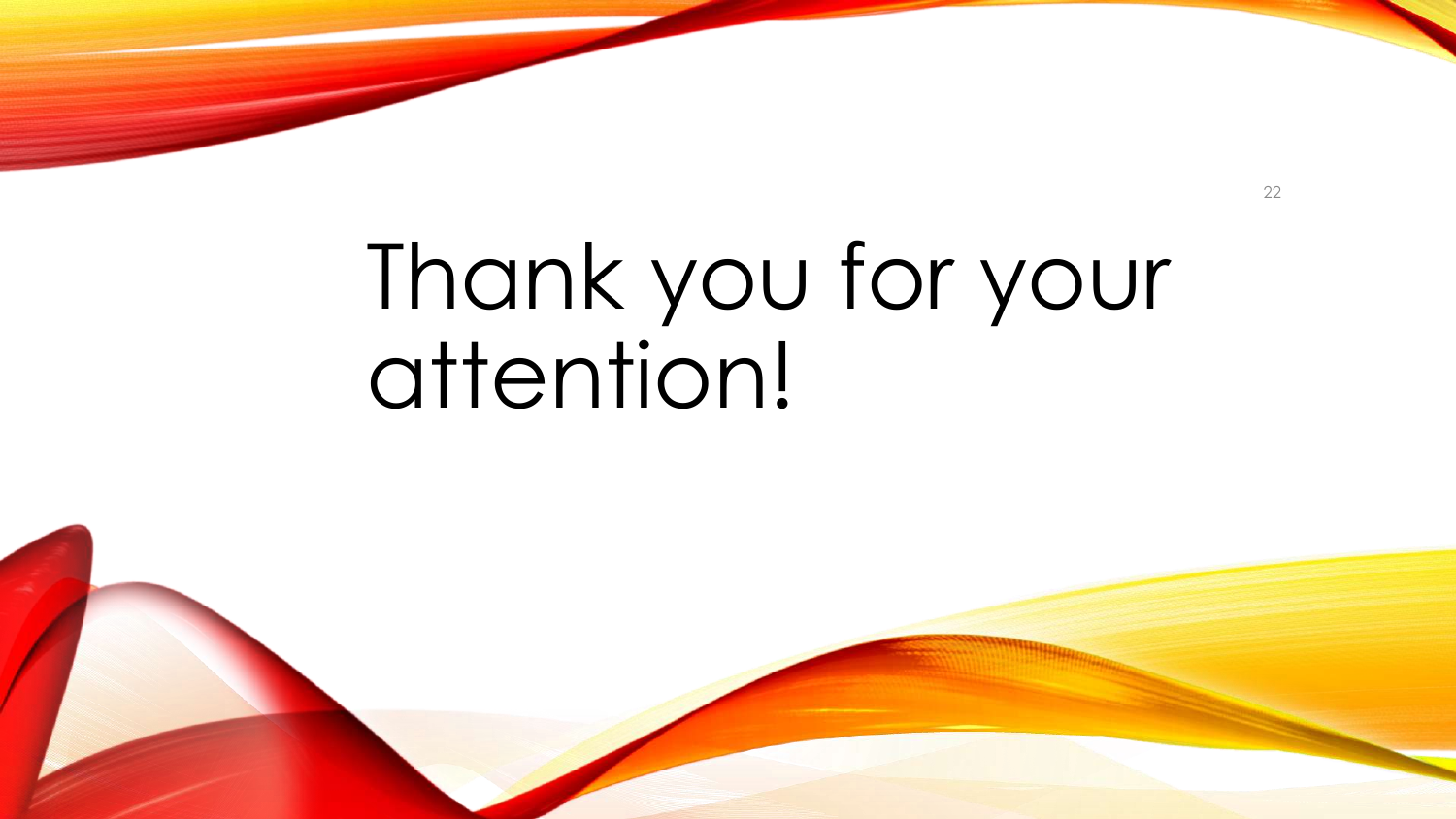# Thank you for your attention!